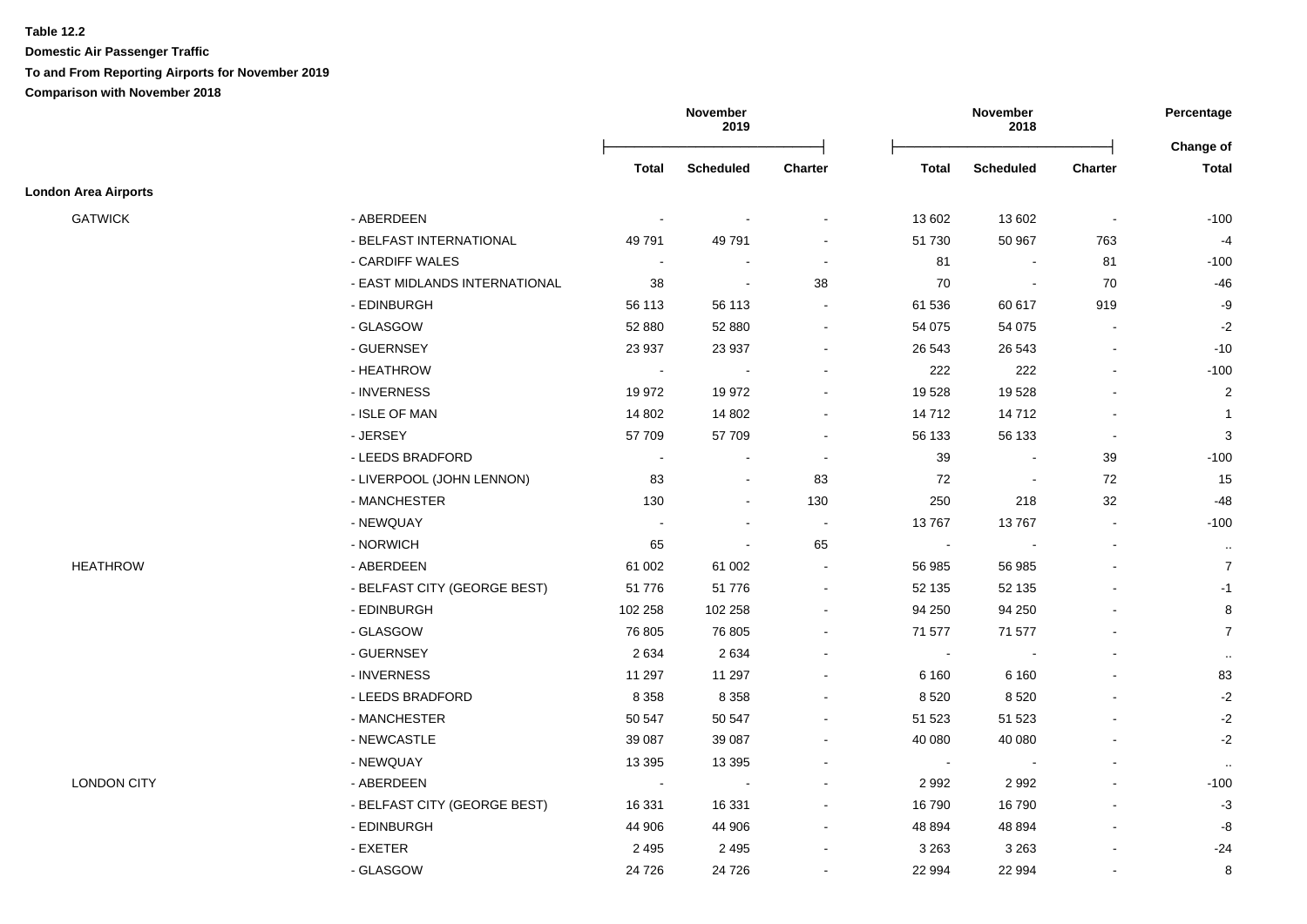**Table 12.2**

**Domestic Air Passenger Traffic**

**To and From Reporting Airports for November 2019**

**Comparison with November 2018**

| | | November 2019 | | | November 2018 | | | Percentage |
|---|---|---|---|---|---|---|---|---|
| | | **Total** | **Scheduled** | **Charter** | **Total** | **Scheduled** | **Charter** | **Change of Total** |
| **London Area Airports** | | | | | | | | |
| GATWICK | - ABERDEEN | - | - | - | 13 602 | 13 602 | - | -100 |
| | - BELFAST INTERNATIONAL | 49 791 | 49 791 | - | 51 730 | 50 967 | 763 | -4 |
| | - CARDIFF WALES | - | - | - | 81 | - | 81 | -100 |
| | - EAST MIDLANDS INTERNATIONAL | 38 | - | 38 | 70 | - | 70 | -46 |
| | - EDINBURGH | 56 113 | 56 113 | - | 61 536 | 60 617 | 919 | -9 |
| | - GLASGOW | 52 880 | 52 880 | - | 54 075 | 54 075 | - | -2 |
| | - GUERNSEY | 23 937 | 23 937 | - | 26 543 | 26 543 | - | -10 |
| | - HEATHROW | - | - | - | 222 | 222 | - | -100 |
| | - INVERNESS | 19 972 | 19 972 | - | 19 528 | 19 528 | - | 2 |
| | - ISLE OF MAN | 14 802 | 14 802 | - | 14 712 | 14 712 | - | 1 |
| | - JERSEY | 57 709 | 57 709 | - | 56 133 | 56 133 | - | 3 |
| | - LEEDS BRADFORD | - | - | - | 39 | - | 39 | -100 |
| | - LIVERPOOL (JOHN LENNON) | 83 | - | 83 | 72 | - | 72 | 15 |
| | - MANCHESTER | 130 | - | 130 | 250 | 218 | 32 | -48 |
| | - NEWQUAY | - | - | - | 13 767 | 13 767 | - | -100 |
| | - NORWICH | 65 | - | 65 | - | - | - | .. |
| HEATHROW | - ABERDEEN | 61 002 | 61 002 | - | 56 985 | 56 985 | - | 7 |
| | - BELFAST CITY (GEORGE BEST) | 51 776 | 51 776 | - | 52 135 | 52 135 | - | -1 |
| | - EDINBURGH | 102 258 | 102 258 | - | 94 250 | 94 250 | - | 8 |
| | - GLASGOW | 76 805 | 76 805 | - | 71 577 | 71 577 | - | 7 |
| | - GUERNSEY | 2 634 | 2 634 | - | - | - | - | .. |
| | - INVERNESS | 11 297 | 11 297 | - | 6 160 | 6 160 | - | 83 |
| | - LEEDS BRADFORD | 8 358 | 8 358 | - | 8 520 | 8 520 | - | -2 |
| | - MANCHESTER | 50 547 | 50 547 | - | 51 523 | 51 523 | - | -2 |
| | - NEWCASTLE | 39 087 | 39 087 | - | 40 080 | 40 080 | - | -2 |
| | - NEWQUAY | 13 395 | 13 395 | - | - | - | - | .. |
| LONDON CITY | - ABERDEEN | - | - | - | 2 992 | 2 992 | - | -100 |
| | - BELFAST CITY (GEORGE BEST) | 16 331 | 16 331 | - | 16 790 | 16 790 | - | -3 |
| | - EDINBURGH | 44 906 | 44 906 | - | 48 894 | 48 894 | - | -8 |
| | - EXETER | 2 495 | 2 495 | - | 3 263 | 3 263 | - | -24 |
| | - GLASGOW | 24 726 | 24 726 | - | 22 994 | 22 994 | - | 8 |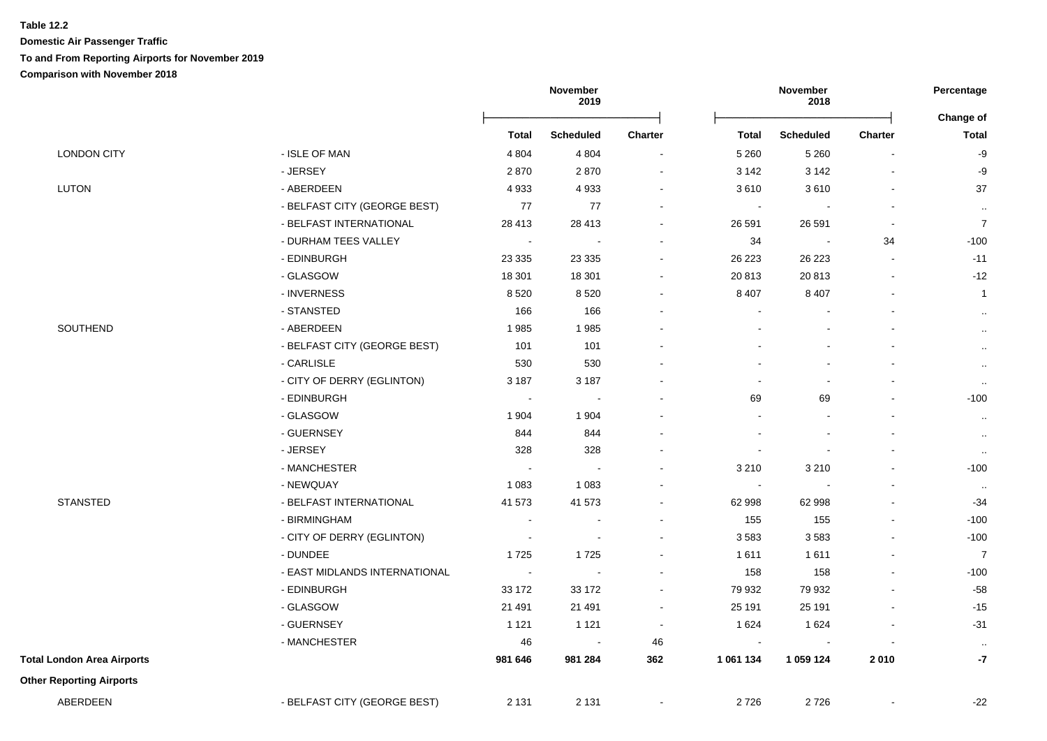**Table 12.2**

**Domestic Air Passenger Traffic**

**To and From Reporting Airports for November 2019**

**Comparison with November 2018**

| | | November 2019 | | | November 2018 | | | Percentage |
|---|---|---|---|---|---|---|---|---|
| | | **Total** | **Scheduled** | **Charter** | **Total** | **Scheduled** | **Charter** | **Change of Total** |
| LONDON CITY | - ISLE OF MAN | 4 804 | 4 804 | - | 5 260 | 5 260 | - | -9 |
| | - JERSEY | 2 870 | 2 870 | - | 3 142 | 3 142 | - | -9 |
| LUTON | - ABERDEEN | 4 933 | 4 933 | - | 3 610 | 3 610 | - | 37 |
| | - BELFAST CITY (GEORGE BEST) | 77 | 77 | - | - | - | - | .. |
| | - BELFAST INTERNATIONAL | 28 413 | 28 413 | - | 26 591 | 26 591 | - | 7 |
| | - DURHAM TEES VALLEY | - | - | - | 34 | - | 34 | -100 |
| | - EDINBURGH | 23 335 | 23 335 | - | 26 223 | 26 223 | - | -11 |
| | - GLASGOW | 18 301 | 18 301 | - | 20 813 | 20 813 | - | -12 |
| | - INVERNESS | 8 520 | 8 520 | - | 8 407 | 8 407 | - | 1 |
| | - STANSTED | 166 | 166 | - | - | - | - | .. |
| SOUTHEND | - ABERDEEN | 1 985 | 1 985 | - | - | - | - | .. |
| | - BELFAST CITY (GEORGE BEST) | 101 | 101 | - | - | - | - | .. |
| | - CARLISLE | 530 | 530 | - | - | - | - | .. |
| | - CITY OF DERRY (EGLINTON) | 3 187 | 3 187 | - | - | - | - | .. |
| | - EDINBURGH | - | - | - | 69 | 69 | - | -100 |
| | - GLASGOW | 1 904 | 1 904 | - | - | - | - | .. |
| | - GUERNSEY | 844 | 844 | - | - | - | - | .. |
| | - JERSEY | 328 | 328 | - | - | - | - | .. |
| | - MANCHESTER | - | - | - | 3 210 | 3 210 | - | -100 |
| | - NEWQUAY | 1 083 | 1 083 | - | - | - | - | .. |
| STANSTED | - BELFAST INTERNATIONAL | 41 573 | 41 573 | - | 62 998 | 62 998 | - | -34 |
| | - BIRMINGHAM | - | - | - | 155 | 155 | - | -100 |
| | - CITY OF DERRY (EGLINTON) | - | - | - | 3 583 | 3 583 | - | -100 |
| | - DUNDEE | 1 725 | 1 725 | - | 1 611 | 1 611 | - | 7 |
| | - EAST MIDLANDS INTERNATIONAL | - | - | - | 158 | 158 | - | -100 |
| | - EDINBURGH | 33 172 | 33 172 | - | 79 932 | 79 932 | - | -58 |
| | - GLASGOW | 21 491 | 21 491 | - | 25 191 | 25 191 | - | -15 |
| | - GUERNSEY | 1 121 | 1 121 | - | 1 624 | 1 624 | - | -31 |
| | - MANCHESTER | 46 | - | 46 | - | - | - | .. |
| **Total London Area Airports** | | **981 646** | **981 284** | **362** | **1 061 134** | **1 059 124** | **2 010** | **-7** |
| **Other Reporting Airports** | | | | | | | | |
| ABERDEEN | - BELFAST CITY (GEORGE BEST) | 2 131 | 2 131 | - | 2 726 | 2 726 | - | -22 |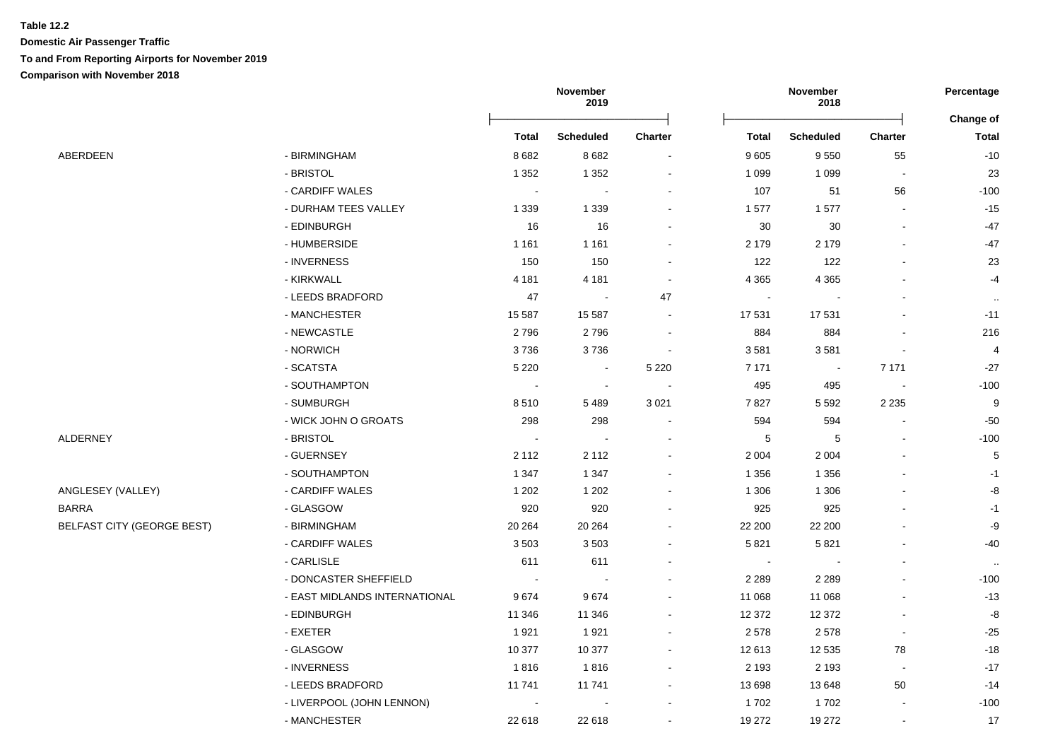**Table 12.2**

**Domestic Air Passenger Traffic**

**To and From Reporting Airports for November 2019**

**Comparison with November 2018**

| | | November 2019 | | | November 2018 | | | Percentage |
|---|---|---|---|---|---|---|---|---|
| | | **Total** | **Scheduled** | **Charter** | **Total** | **Scheduled** | **Charter** | **Change of Total** |
| ABERDEEN | - BIRMINGHAM | 8 682 | 8 682 | - | 9 605 | 9 550 | 55 | -10 |
| | - BRISTOL | 1 352 | 1 352 | - | 1 099 | 1 099 | - | 23 |
| | - CARDIFF WALES | - | - | - | 107 | 51 | 56 | -100 |
| | - DURHAM TEES VALLEY | 1 339 | 1 339 | - | 1 577 | 1 577 | - | -15 |
| | - EDINBURGH | 16 | 16 | - | 30 | 30 | - | -47 |
| | - HUMBERSIDE | 1 161 | 1 161 | - | 2 179 | 2 179 | - | -47 |
| | - INVERNESS | 150 | 150 | - | 122 | 122 | - | 23 |
| | - KIRKWALL | 4 181 | 4 181 | - | 4 365 | 4 365 | - | -4 |
| | - LEEDS BRADFORD | 47 | - | 47 | - | - | - | .. |
| | - MANCHESTER | 15 587 | 15 587 | - | 17 531 | 17 531 | - | -11 |
| | - NEWCASTLE | 2 796 | 2 796 | - | 884 | 884 | - | 216 |
| | - NORWICH | 3 736 | 3 736 | - | 3 581 | 3 581 | - | 4 |
| | - SCATSTA | 5 220 | - | 5 220 | 7 171 | - | 7 171 | -27 |
| | - SOUTHAMPTON | - | - | - | 495 | 495 | - | -100 |
| | - SUMBURGH | 8 510 | 5 489 | 3 021 | 7 827 | 5 592 | 2 235 | 9 |
| | - WICK JOHN O GROATS | 298 | 298 | - | 594 | 594 | - | -50 |
| ALDERNEY | - BRISTOL | - | - | - | 5 | 5 | - | -100 |
| | - GUERNSEY | 2 112 | 2 112 | - | 2 004 | 2 004 | - | 5 |
| | - SOUTHAMPTON | 1 347 | 1 347 | - | 1 356 | 1 356 | - | -1 |
| ANGLESEY (VALLEY) | - CARDIFF WALES | 1 202 | 1 202 | - | 1 306 | 1 306 | - | -8 |
| BARRA | - GLASGOW | 920 | 920 | - | 925 | 925 | - | -1 |
| BELFAST CITY (GEORGE BEST) | - BIRMINGHAM | 20 264 | 20 264 | - | 22 200 | 22 200 | - | -9 |
| | - CARDIFF WALES | 3 503 | 3 503 | - | 5 821 | 5 821 | - | -40 |
| | - CARLISLE | 611 | 611 | - | - | - | - | .. |
| | - DONCASTER SHEFFIELD | - | - | - | 2 289 | 2 289 | - | -100 |
| | - EAST MIDLANDS INTERNATIONAL | 9 674 | 9 674 | - | 11 068 | 11 068 | - | -13 |
| | - EDINBURGH | 11 346 | 11 346 | - | 12 372 | 12 372 | - | -8 |
| | - EXETER | 1 921 | 1 921 | - | 2 578 | 2 578 | - | -25 |
| | - GLASGOW | 10 377 | 10 377 | - | 12 613 | 12 535 | 78 | -18 |
| | - INVERNESS | 1 816 | 1 816 | - | 2 193 | 2 193 | - | -17 |
| | - LEEDS BRADFORD | 11 741 | 11 741 | - | 13 698 | 13 648 | 50 | -14 |
| | - LIVERPOOL (JOHN LENNON) | - | - | - | 1 702 | 1 702 | - | -100 |
| | - MANCHESTER | 22 618 | 22 618 | - | 19 272 | 19 272 | - | 17 |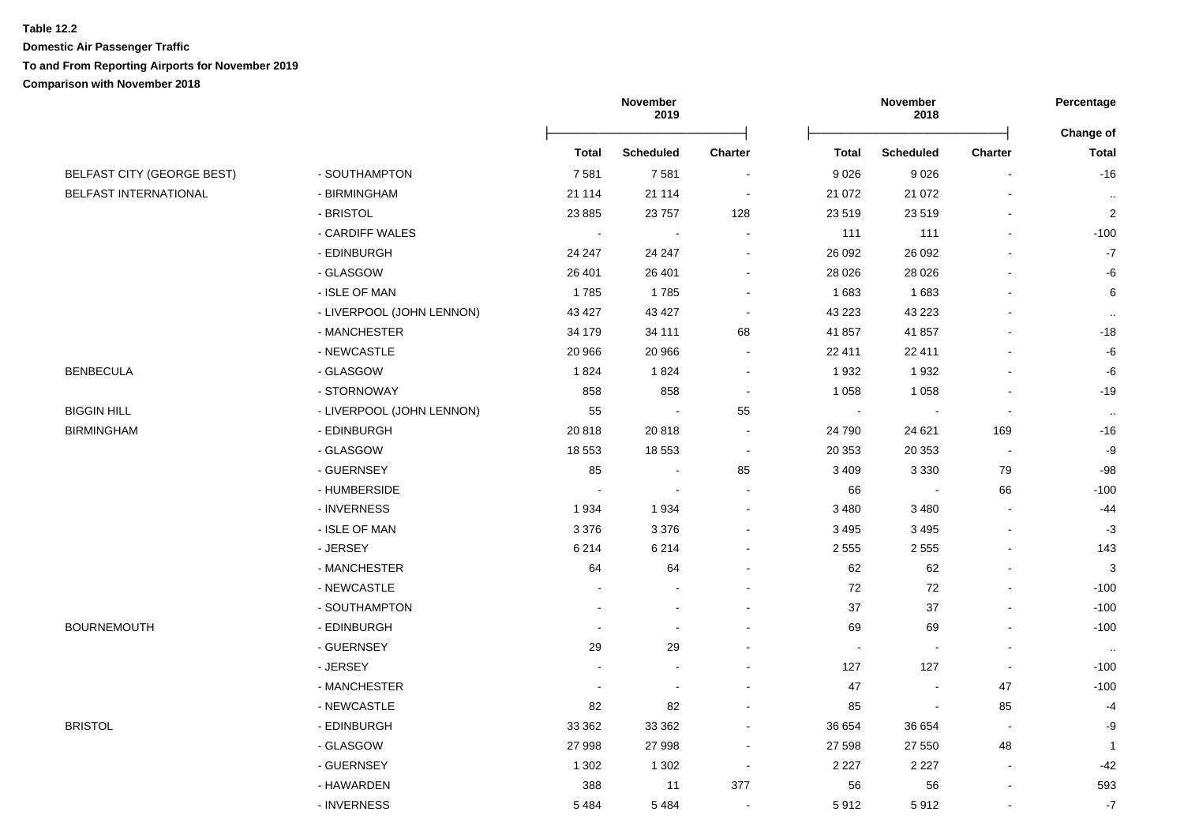**Table 12.2**

**Domestic Air Passenger Traffic**

**To and From Reporting Airports for November 2019**

**Comparison with November 2018**

| | | November 2019 | | | November 2018 | | | Percentage |
|---|---|---|---|---|---|---|---|---|
| | | **Total** | **Scheduled** | **Charter** | **Total** | **Scheduled** | **Charter** | **Change of Total** |
| BELFAST CITY (GEORGE BEST) | - SOUTHAMPTON | 7 581 | 7 581 | - | 9 026 | 9 026 | - | -16 |
| BELFAST INTERNATIONAL | - BIRMINGHAM | 21 114 | 21 114 | - | 21 072 | 21 072 | - | .. |
| | - BRISTOL | 23 885 | 23 757 | 128 | 23 519 | 23 519 | - | 2 |
| | - CARDIFF WALES | - | - | - | 111 | 111 | - | -100 |
| | - EDINBURGH | 24 247 | 24 247 | - | 26 092 | 26 092 | - | -7 |
| | - GLASGOW | 26 401 | 26 401 | - | 28 026 | 28 026 | - | -6 |
| | - ISLE OF MAN | 1 785 | 1 785 | - | 1 683 | 1 683 | - | 6 |
| | - LIVERPOOL (JOHN LENNON) | 43 427 | 43 427 | - | 43 223 | 43 223 | - | .. |
| | - MANCHESTER | 34 179 | 34 111 | 68 | 41 857 | 41 857 | - | -18 |
| | - NEWCASTLE | 20 966 | 20 966 | - | 22 411 | 22 411 | - | -6 |
| BENBECULA | - GLASGOW | 1 824 | 1 824 | - | 1 932 | 1 932 | - | -6 |
| | - STORNOWAY | 858 | 858 | - | 1 058 | 1 058 | - | -19 |
| BIGGIN HILL | - LIVERPOOL (JOHN LENNON) | 55 | - | 55 | - | - | - | .. |
| BIRMINGHAM | - EDINBURGH | 20 818 | 20 818 | - | 24 790 | 24 621 | 169 | -16 |
| | - GLASGOW | 18 553 | 18 553 | - | 20 353 | 20 353 | - | -9 |
| | - GUERNSEY | 85 | - | 85 | 3 409 | 3 330 | 79 | -98 |
| | - HUMBERSIDE | - | - | - | 66 | - | 66 | -100 |
| | - INVERNESS | 1 934 | 1 934 | - | 3 480 | 3 480 | - | -44 |
| | - ISLE OF MAN | 3 376 | 3 376 | - | 3 495 | 3 495 | - | -3 |
| | - JERSEY | 6 214 | 6 214 | - | 2 555 | 2 555 | - | 143 |
| | - MANCHESTER | 64 | 64 | - | 62 | 62 | - | 3 |
| | - NEWCASTLE | - | - | - | 72 | 72 | - | -100 |
| | - SOUTHAMPTON | - | - | - | 37 | 37 | - | -100 |
| BOURNEMOUTH | - EDINBURGH | - | - | - | 69 | 69 | - | -100 |
| | - GUERNSEY | 29 | 29 | - | - | - | - | .. |
| | - JERSEY | - | - | - | 127 | 127 | - | -100 |
| | - MANCHESTER | - | - | - | 47 | - | 47 | -100 |
| | - NEWCASTLE | 82 | 82 | - | 85 | - | 85 | -4 |
| BRISTOL | - EDINBURGH | 33 362 | 33 362 | - | 36 654 | 36 654 | - | -9 |
| | - GLASGOW | 27 998 | 27 998 | - | 27 598 | 27 550 | 48 | 1 |
| | - GUERNSEY | 1 302 | 1 302 | - | 2 227 | 2 227 | - | -42 |
| | - HAWARDEN | 388 | 11 | 377 | 56 | 56 | - | 593 |
| | - INVERNESS | 5 484 | 5 484 | - | 5 912 | 5 912 | - | -7 |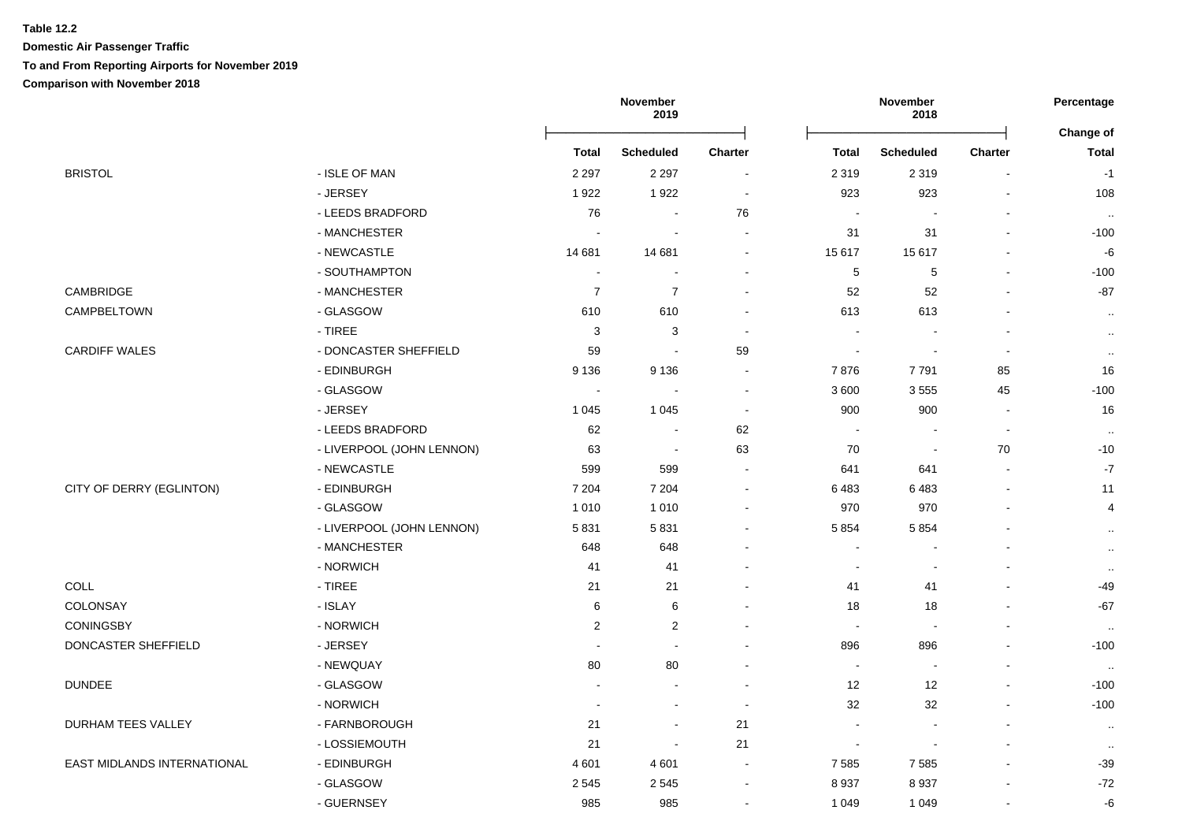**Table 12.2**

**Domestic Air Passenger Traffic**

**To and From Reporting Airports for November 2019**

**Comparison with November 2018**

| | | November 2019 | | | November 2018 | | | Percentage |
|---|---|---|---|---|---|---|---|---|
| | | **Total** | **Scheduled** | **Charter** | **Total** | **Scheduled** | **Charter** | **Change of Total** |
| BRISTOL | - ISLE OF MAN | 2 297 | 2 297 | - | 2 319 | 2 319 | - | -1 |
| | - JERSEY | 1 922 | 1 922 | - | 923 | 923 | - | 108 |
| | - LEEDS BRADFORD | 76 | - | 76 | - | - | - | .. |
| | - MANCHESTER | - | - | - | 31 | 31 | - | -100 |
| | - NEWCASTLE | 14 681 | 14 681 | - | 15 617 | 15 617 | - | -6 |
| | - SOUTHAMPTON | - | - | - | 5 | 5 | - | -100 |
| CAMBRIDGE | - MANCHESTER | 7 | 7 | - | 52 | 52 | - | -87 |
| CAMPBELTOWN | - GLASGOW | 610 | 610 | - | 613 | 613 | - | .. |
| | - TIREE | 3 | 3 | - | - | - | - | .. |
| CARDIFF WALES | - DONCASTER SHEFFIELD | 59 | - | 59 | - | - | - | .. |
| | - EDINBURGH | 9 136 | 9 136 | - | 7 876 | 7 791 | 85 | 16 |
| | - GLASGOW | - | - | - | 3 600 | 3 555 | 45 | -100 |
| | - JERSEY | 1 045 | 1 045 | - | 900 | 900 | - | 16 |
| | - LEEDS BRADFORD | 62 | - | 62 | - | - | - | .. |
| | - LIVERPOOL (JOHN LENNON) | 63 | - | 63 | 70 | - | 70 | -10 |
| | - NEWCASTLE | 599 | 599 | - | 641 | 641 | - | -7 |
| CITY OF DERRY (EGLINTON) | - EDINBURGH | 7 204 | 7 204 | - | 6 483 | 6 483 | - | 11 |
| | - GLASGOW | 1 010 | 1 010 | - | 970 | 970 | - | 4 |
| | - LIVERPOOL (JOHN LENNON) | 5 831 | 5 831 | - | 5 854 | 5 854 | - | .. |
| | - MANCHESTER | 648 | 648 | - | - | - | - | .. |
| | - NORWICH | 41 | 41 | - | - | - | - | .. |
| COLL | - TIREE | 21 | 21 | - | 41 | 41 | - | -49 |
| COLONSAY | - ISLAY | 6 | 6 | - | 18 | 18 | - | -67 |
| CONINGSBY | - NORWICH | 2 | 2 | - | - | - | - | .. |
| DONCASTER SHEFFIELD | - JERSEY | - | - | - | 896 | 896 | - | -100 |
| | - NEWQUAY | 80 | 80 | - | - | - | - | .. |
| DUNDEE | - GLASGOW | - | - | - | 12 | 12 | - | -100 |
| | - NORWICH | - | - | - | 32 | 32 | - | -100 |
| DURHAM TEES VALLEY | - FARNBOROUGH | 21 | - | 21 | - | - | - | .. |
| | - LOSSIEMOUTH | 21 | - | 21 | - | - | - | .. |
| EAST MIDLANDS INTERNATIONAL | - EDINBURGH | 4 601 | 4 601 | - | 7 585 | 7 585 | - | -39 |
| | - GLASGOW | 2 545 | 2 545 | - | 8 937 | 8 937 | - | -72 |
| | - GUERNSEY | 985 | 985 | - | 1 049 | 1 049 | - | -6 |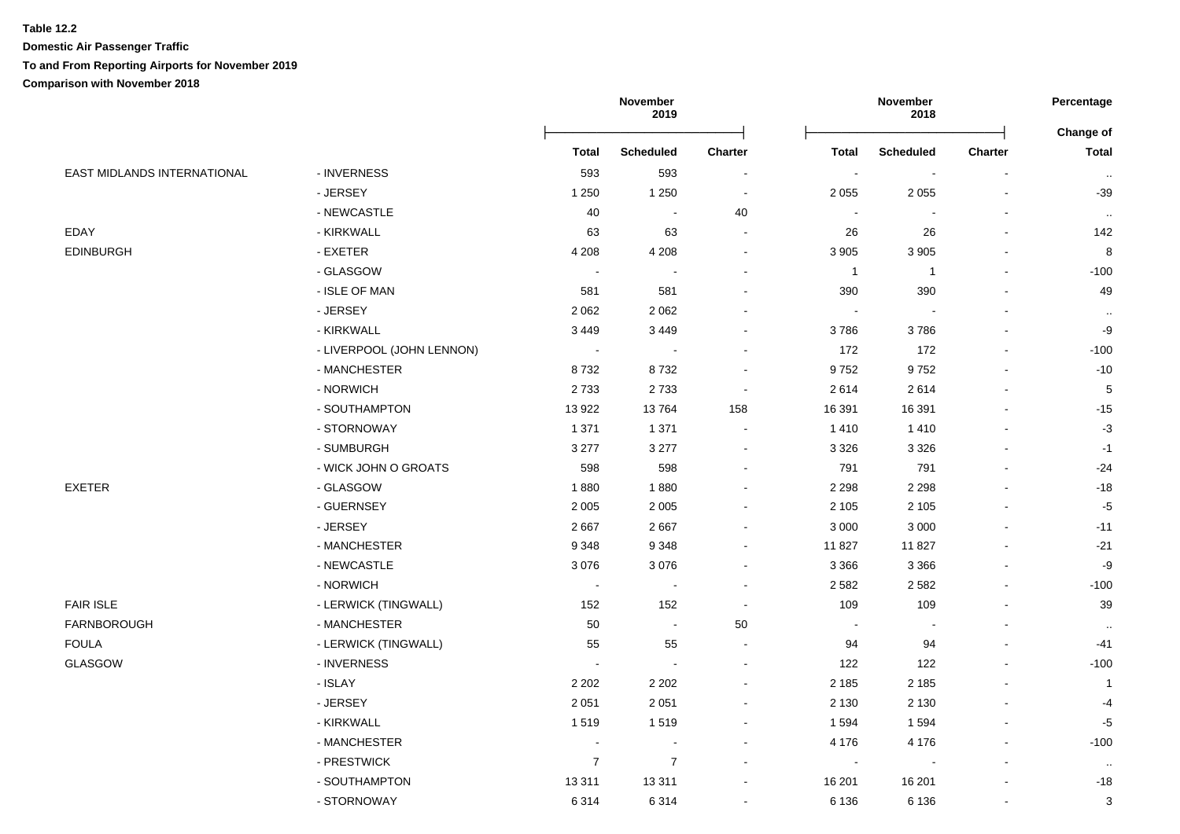**Table 12.2**

**Domestic Air Passenger Traffic**

**To and From Reporting Airports for November 2019**

**Comparison with November 2018**

| | | November 2019 | | | November 2018 | | | Percentage |
|---|---|---|---|---|---|---|---|---|
| | | **Total** | **Scheduled** | **Charter** | **Total** | **Scheduled** | **Charter** | **Change of Total** |
| EAST MIDLANDS INTERNATIONAL | - INVERNESS | 593 | 593 | - | - | - | - | .. |
| | - JERSEY | 1 250 | 1 250 | - | 2 055 | 2 055 | - | -39 |
| | - NEWCASTLE | 40 | - | 40 | - | - | - | .. |
| EDAY | - KIRKWALL | 63 | 63 | - | 26 | 26 | - | 142 |
| EDINBURGH | - EXETER | 4 208 | 4 208 | - | 3 905 | 3 905 | - | 8 |
| | - GLASGOW | - | - | - | 1 | 1 | - | -100 |
| | - ISLE OF MAN | 581 | 581 | - | 390 | 390 | - | 49 |
| | - JERSEY | 2 062 | 2 062 | - | - | - | - | .. |
| | - KIRKWALL | 3 449 | 3 449 | - | 3 786 | 3 786 | - | -9 |
| | - LIVERPOOL (JOHN LENNON) | - | - | - | 172 | 172 | - | -100 |
| | - MANCHESTER | 8 732 | 8 732 | - | 9 752 | 9 752 | - | -10 |
| | - NORWICH | 2 733 | 2 733 | - | 2 614 | 2 614 | - | 5 |
| | - SOUTHAMPTON | 13 922 | 13 764 | 158 | 16 391 | 16 391 | - | -15 |
| | - STORNOWAY | 1 371 | 1 371 | - | 1 410 | 1 410 | - | -3 |
| | - SUMBURGH | 3 277 | 3 277 | - | 3 326 | 3 326 | - | -1 |
| | - WICK JOHN O GROATS | 598 | 598 | - | 791 | 791 | - | -24 |
| EXETER | - GLASGOW | 1 880 | 1 880 | - | 2 298 | 2 298 | - | -18 |
| | - GUERNSEY | 2 005 | 2 005 | - | 2 105 | 2 105 | - | -5 |
| | - JERSEY | 2 667 | 2 667 | - | 3 000 | 3 000 | - | -11 |
| | - MANCHESTER | 9 348 | 9 348 | - | 11 827 | 11 827 | - | -21 |
| | - NEWCASTLE | 3 076 | 3 076 | - | 3 366 | 3 366 | - | -9 |
| | - NORWICH | - | - | - | 2 582 | 2 582 | - | -100 |
| FAIR ISLE | - LERWICK (TINGWALL) | 152 | 152 | - | 109 | 109 | - | 39 |
| FARNBOROUGH | - MANCHESTER | 50 | - | 50 | - | - | - | .. |
| FOULA | - LERWICK (TINGWALL) | 55 | 55 | - | 94 | 94 | - | -41 |
| GLASGOW | - INVERNESS | - | - | - | 122 | 122 | - | -100 |
| | - ISLAY | 2 202 | 2 202 | - | 2 185 | 2 185 | - | 1 |
| | - JERSEY | 2 051 | 2 051 | - | 2 130 | 2 130 | - | -4 |
| | - KIRKWALL | 1 519 | 1 519 | - | 1 594 | 1 594 | - | -5 |
| | - MANCHESTER | - | - | - | 4 176 | 4 176 | - | -100 |
| | - PRESTWICK | 7 | 7 | - | - | - | - | .. |
| | - SOUTHAMPTON | 13 311 | 13 311 | - | 16 201 | 16 201 | - | -18 |
| | - STORNOWAY | 6 314 | 6 314 | - | 6 136 | 6 136 | - | 3 |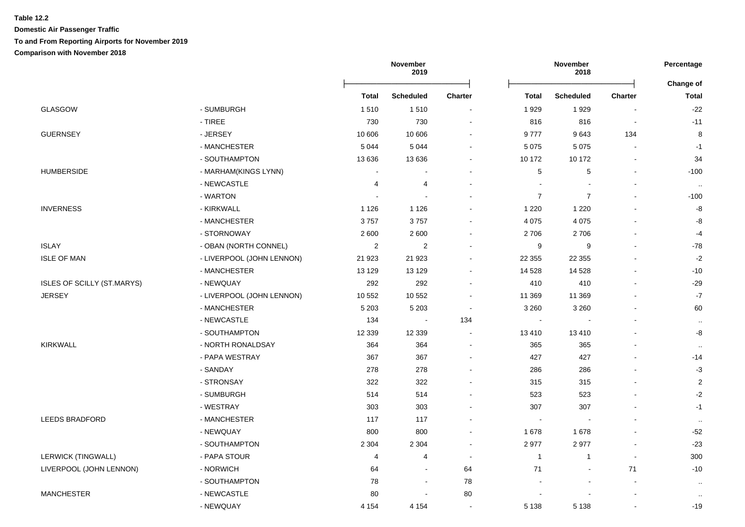**Table 12.2**

**Domestic Air Passenger Traffic**

**To and From Reporting Airports for November 2019**

**Comparison with November 2018**

| | | November 2019 | | | November 2018 | | | Percentage |
|---|---|---|---|---|---|---|---|---|
| | | **Total** | **Scheduled** | **Charter** | **Total** | **Scheduled** | **Charter** | **Change of Total** |
| GLASGOW | - SUMBURGH | 1 510 | 1 510 | - | 1 929 | 1 929 | - | -22 |
| | - TIREE | 730 | 730 | - | 816 | 816 | - | -11 |
| GUERNSEY | - JERSEY | 10 606 | 10 606 | - | 9 777 | 9 643 | 134 | 8 |
| | - MANCHESTER | 5 044 | 5 044 | - | 5 075 | 5 075 | - | -1 |
| | - SOUTHAMPTON | 13 636 | 13 636 | - | 10 172 | 10 172 | - | 34 |
| HUMBERSIDE | - MARHAM(KINGS LYNN) | - | - | - | 5 | 5 | - | -100 |
| | - NEWCASTLE | 4 | 4 | - | - | - | - | .. |
| | - WARTON | - | - | - | 7 | 7 | - | -100 |
| INVERNESS | - KIRKWALL | 1 126 | 1 126 | - | 1 220 | 1 220 | - | -8 |
| | - MANCHESTER | 3 757 | 3 757 | - | 4 075 | 4 075 | - | -8 |
| | - STORNOWAY | 2 600 | 2 600 | - | 2 706 | 2 706 | - | -4 |
| ISLAY | - OBAN (NORTH CONNEL) | 2 | 2 | - | 9 | 9 | - | -78 |
| ISLE OF MAN | - LIVERPOOL (JOHN LENNON) | 21 923 | 21 923 | - | 22 355 | 22 355 | - | -2 |
| | - MANCHESTER | 13 129 | 13 129 | - | 14 528 | 14 528 | - | -10 |
| ISLES OF SCILLY (ST.MARYS) | - NEWQUAY | 292 | 292 | - | 410 | 410 | - | -29 |
| JERSEY | - LIVERPOOL (JOHN LENNON) | 10 552 | 10 552 | - | 11 369 | 11 369 | - | -7 |
| | - MANCHESTER | 5 203 | 5 203 | - | 3 260 | 3 260 | - | 60 |
| | - NEWCASTLE | 134 | - | 134 | - | - | - | .. |
| | - SOUTHAMPTON | 12 339 | 12 339 | - | 13 410 | 13 410 | - | -8 |
| KIRKWALL | - NORTH RONALDSAY | 364 | 364 | - | 365 | 365 | - | .. |
| | - PAPA WESTRAY | 367 | 367 | - | 427 | 427 | - | -14 |
| | - SANDAY | 278 | 278 | - | 286 | 286 | - | -3 |
| | - STRONSAY | 322 | 322 | - | 315 | 315 | - | 2 |
| | - SUMBURGH | 514 | 514 | - | 523 | 523 | - | -2 |
| | - WESTRAY | 303 | 303 | - | 307 | 307 | - | -1 |
| LEEDS BRADFORD | - MANCHESTER | 117 | 117 | - | - | - | - | .. |
| | - NEWQUAY | 800 | 800 | - | 1 678 | 1 678 | - | -52 |
| | - SOUTHAMPTON | 2 304 | 2 304 | - | 2 977 | 2 977 | - | -23 |
| LERWICK (TINGWALL) | - PAPA STOUR | 4 | 4 | - | 1 | 1 | - | 300 |
| LIVERPOOL (JOHN LENNON) | - NORWICH | 64 | - | 64 | 71 | - | 71 | -10 |
| | - SOUTHAMPTON | 78 | - | 78 | - | - | - | .. |
| MANCHESTER | - NEWCASTLE | 80 | - | 80 | - | - | - | .. |
| | - NEWQUAY | 4 154 | 4 154 | - | 5 138 | 5 138 | - | -19 |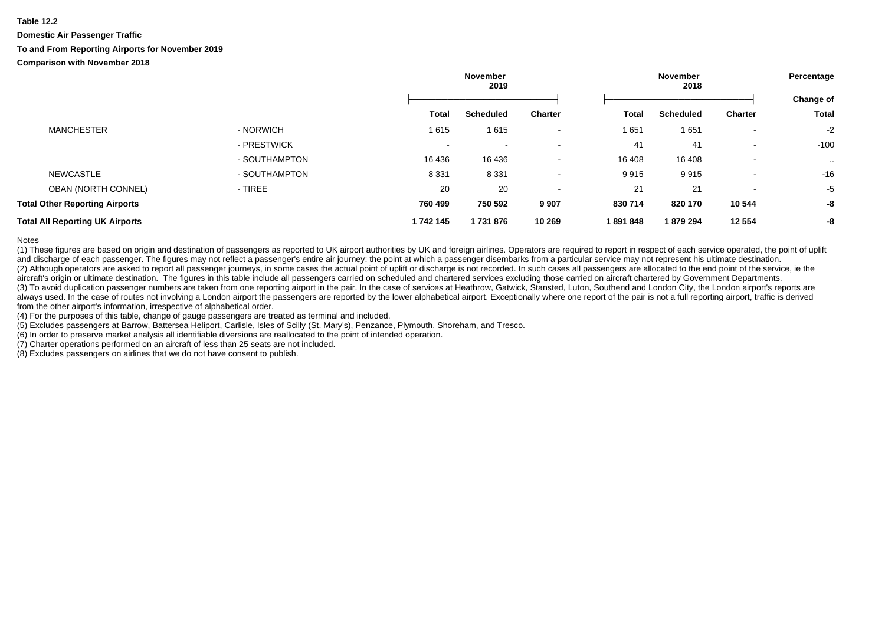**Table 12.2**

**Domestic Air Passenger Traffic**

**To and From Reporting Airports for November 2019**

**Comparison with November 2018**

| | | November 2019 | | | November 2018 | | | Percentage |
|---|---|---|---|---|---|---|---|---|
| | | **Total** | **Scheduled** | **Charter** | **Total** | **Scheduled** | **Charter** | **Change of Total** |
| MANCHESTER | - NORWICH | 1 615 | 1 615 | - | 1 651 | 1 651 | - | -2 |
| | - PRESTWICK | - | - | - | 41 | 41 | - | -100 |
| | - SOUTHAMPTON | 16 436 | 16 436 | - | 16 408 | 16 408 | - | .. |
| NEWCASTLE | - SOUTHAMPTON | 8 331 | 8 331 | - | 9 915 | 9 915 | - | -16 |
| OBAN (NORTH CONNEL) | - TIREE | 20 | 20 | - | 21 | 21 | - | -5 |
| **Total Other Reporting Airports** | | **760 499** | **750 592** | **9 907** | **830 714** | **820 170** | **10 544** | **-8** |
| **Total All Reporting UK Airports** | | **1 742 145** | **1 731 876** | **10 269** | **1 891 848** | **1 879 294** | **12 554** | **-8** |

Notes

(1) These figures are based on origin and destination of passengers as reported to UK airport authorities by UK and foreign airlines. Operators are required to report in respect of each service operated, the point of uplift and discharge of each passenger. The figures may not reflect a passenger's entire air journey: the point at which a passenger disembarks from a particular service may not represent his ultimate destination.

(2) Although operators are asked to report all passenger journeys, in some cases the actual point of uplift or discharge is not recorded. In such cases all passengers are allocated to the end point of the service, ie the aircraft's origin or ultimate destination. The figures in this table include all passengers carried on scheduled and chartered services excluding those carried on aircraft chartered by Government Departments.

(3) To avoid duplication passenger numbers are taken from one reporting airport in the pair. In the case of services at Heathrow, Gatwick, Stansted, Luton, Southend and London City, the London airport's reports are always used. In the case of routes not involving a London airport the passengers are reported by the lower alphabetical airport. Exceptionally where one report of the pair is not a full reporting airport, traffic is derived from the other airport's information, irrespective of alphabetical order.

(4) For the purposes of this table, change of gauge passengers are treated as terminal and included.

(5) Excludes passengers at Barrow, Battersea Heliport, Carlisle, Isles of Scilly (St. Mary's), Penzance, Plymouth, Shoreham, and Tresco.

(6) In order to preserve market analysis all identifiable diversions are reallocated to the point of intended operation.

(7) Charter operations performed on an aircraft of less than 25 seats are not included.

(8) Excludes passengers on airlines that we do not have consent to publish.